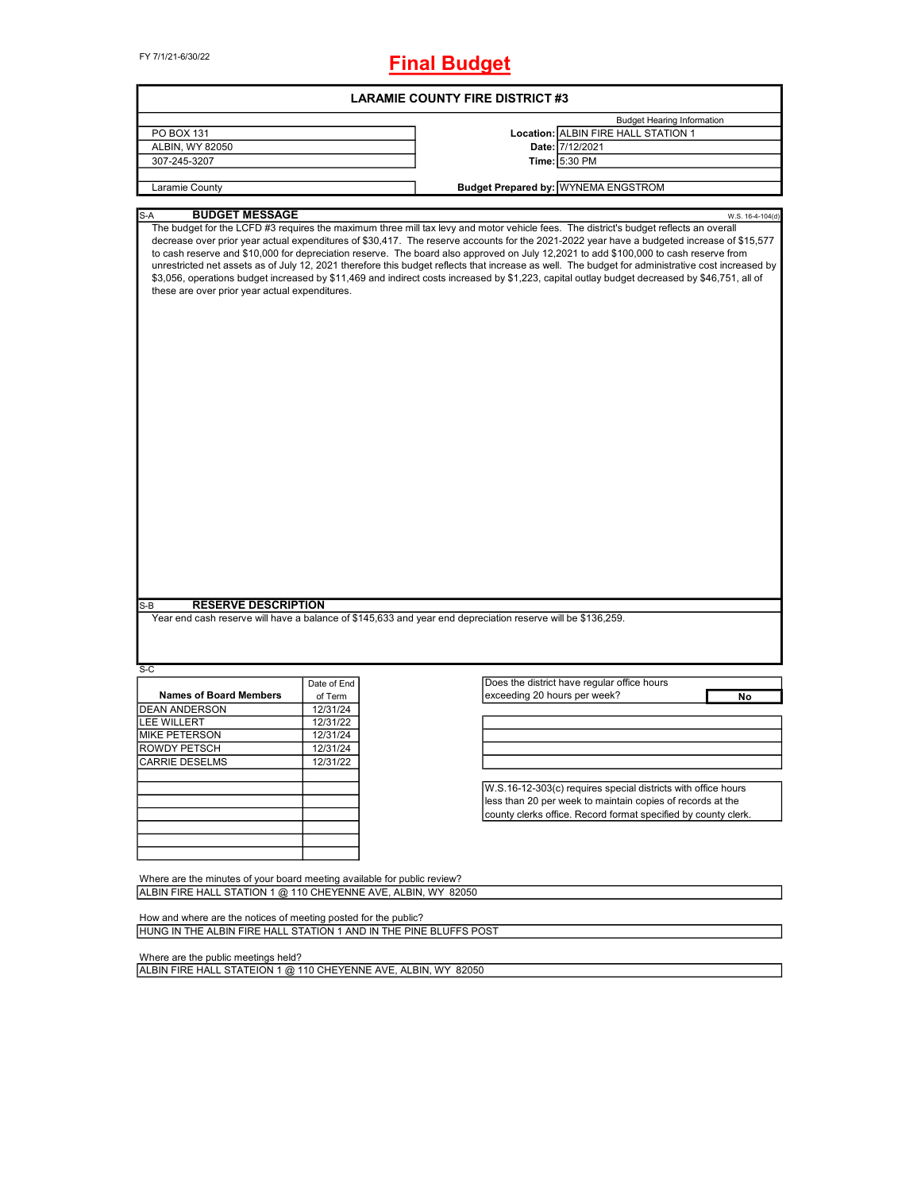FY 7/1/21-6/30/22

# Final Budget

## LARAMIE COUNTY FIRE DISTRICT #3

| | | |
|---|---|---|
| PO BOX 131 | | Budget Hearing Information |
| ALBIN, WY 82050 | **Location:** | ALBIN FIRE HALL STATION 1 |
| 307-245-3207 | **Date:** | 7/12/2021 |
| | **Time:** | 5:30 PM |
| Laramie County | **Budget Prepared by:** | WYNEMA ENGSTROM |

S-A **BUDGET MESSAGE** W.S. 16-4-104(d)

The budget for the LCFD #3 requires the maximum three mill tax levy and motor vehicle fees. The district's budget reflects an overall decrease over prior year actual expenditures of $30,417. The reserve accounts for the 2021-2022 year have a budgeted increase of $15,577 to cash reserve and $10,000 for depreciation reserve. The board also approved on July 12,2021 to add $100,000 to cash reserve from unrestricted net assets as of July 12, 2021 therefore this budget reflects that increase as well. The budget for administrative cost increased by $3,056, operations budget increased by $11,469 and indirect costs increased by $1,223, capital outlay budget decreased by $46,751, all of these are over prior year actual expenditures.

S-B **RESERVE DESCRIPTION**

Year end cash reserve will have a balance of $145,633 and year end depreciation reserve will be $136,259.

S-C

| Names of Board Members | Date of End of Term |
|---|---|
| DEAN ANDERSON | 12/31/24 |
| LEE WILLERT | 12/31/22 |
| MIKE PETERSON | 12/31/24 |
| ROWDY PETSCH | 12/31/24 |
| CARRIE DESELMS | 12/31/22 |

| Does the district have regular office hours exceeding 20 hours per week? | No |
|---|---|

W.S.16-12-303(c) requires special districts with office hours less than 20 per week to maintain copies of records at the county clerks office. Record format specified by county clerk.

Where are the minutes of your board meeting available for public review?

ALBIN FIRE HALL STATION 1 @ 110 CHEYENNE AVE, ALBIN, WY 82050

How and where are the notices of meeting posted for the public?

HUNG IN THE ALBIN FIRE HALL STATION 1 AND IN THE PINE BLUFFS POST

Where are the public meetings held?

ALBIN FIRE HALL STATEION 1 @ 110 CHEYENNE AVE, ALBIN, WY 82050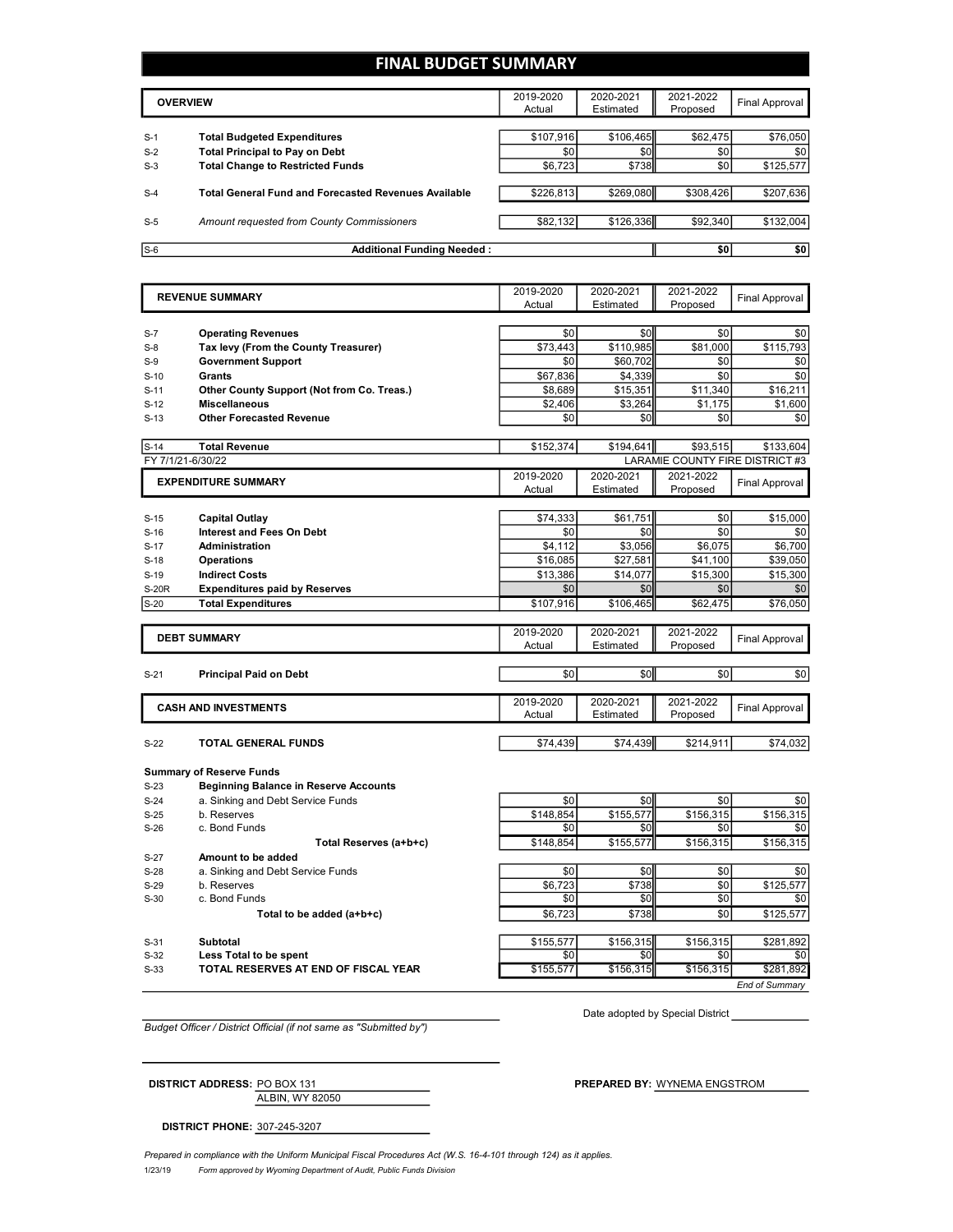# FINAL BUDGET SUMMARY

| | OVERVIEW | 2019-2020 Actual | 2020-2021 Estimated | 2021-2022 Proposed | Final Approval |
|---|---|---|---|---|---|
| S-1 | **Total Budgeted Expenditures** | $107,916 | $106,465 | $62,475 | $76,050 |
| S-2 | **Total Principal to Pay on Debt** | $0 | $0 | $0 | $0 |
| S-3 | **Total Change to Restricted Funds** | $6,723 | $738 | $0 | $125,577 |
| S-4 | **Total General Fund and Forecasted Revenues Available** | $226,813 | $269,080 | $308,426 | $207,636 |
| S-5 | *Amount requested from County Commissioners* | $82,132 | $126,336 | $92,340 | $132,004 |
| S-6 | **Additional Funding Needed :** | | | $0 | $0 |

| | REVENUE SUMMARY | 2019-2020 Actual | 2020-2021 Estimated | 2021-2022 Proposed | Final Approval |
|---|---|---|---|---|---|
| S-7 | **Operating Revenues** | $0 | $0 | $0 | $0 |
| S-8 | **Tax levy (From the County Treasurer)** | $73,443 | $110,985 | $81,000 | $115,793 |
| S-9 | **Government Support** | $0 | $60,702 | $0 | $0 |
| S-10 | **Grants** | $67,836 | $4,339 | $0 | $0 |
| S-11 | **Other County Support (Not from Co. Treas.)** | $8,689 | $15,351 | $11,340 | $16,211 |
| S-12 | **Miscellaneous** | $2,406 | $3,264 | $1,175 | $1,600 |
| S-13 | **Other Forecasted Revenue** | $0 | $0 | $0 | $0 |
| S-14 | **Total Revenue** | $152,374 | $194,641 | $93,515 | $133,604 |

FY 7/1/21-6/30/22 — LARAMIE COUNTY FIRE DISTRICT #3

| | EXPENDITURE SUMMARY | 2019-2020 Actual | 2020-2021 Estimated | 2021-2022 Proposed | Final Approval |
|---|---|---|---|---|---|
| S-15 | **Capital Outlay** | $74,333 | $61,751 | $0 | $15,000 |
| S-16 | **Interest and Fees On Debt** | $0 | $0 | $0 | $0 |
| S-17 | **Administration** | $4,112 | $3,056 | $6,075 | $6,700 |
| S-18 | **Operations** | $16,085 | $27,581 | $41,100 | $39,050 |
| S-19 | **Indirect Costs** | $13,386 | $14,077 | $15,300 | $15,300 |
| S-20R | **Expenditures paid by Reserves** | $0 | $0 | $0 | $0 |
| S-20 | **Total Expenditures** | $107,916 | $106,465 | $62,475 | $76,050 |

| | DEBT SUMMARY | 2019-2020 Actual | 2020-2021 Estimated | 2021-2022 Proposed | Final Approval |
|---|---|---|---|---|---|
| S-21 | **Principal Paid on Debt** | $0 | $0 | $0 | $0 |

| | CASH AND INVESTMENTS | 2019-2020 Actual | 2020-2021 Estimated | 2021-2022 Proposed | Final Approval |
|---|---|---|---|---|---|
| S-22 | **TOTAL GENERAL FUNDS** | $74,439 | $74,439 | $214,911 | $74,032 |
| | **Summary of Reserve Funds** | | | | |
| S-23 | **Beginning Balance in Reserve Accounts** | | | | |
| S-24 | a. Sinking and Debt Service Funds | $0 | $0 | $0 | $0 |
| S-25 | b. Reserves | $148,854 | $155,577 | $156,315 | $156,315 |
| S-26 | c. Bond Funds | $0 | $0 | $0 | $0 |
| | **Total Reserves (a+b+c)** | $148,854 | $155,577 | $156,315 | $156,315 |
| S-27 | **Amount to be added** | | | | |
| S-28 | a. Sinking and Debt Service Funds | $0 | $0 | $0 | $0 |
| S-29 | b. Reserves | $6,723 | $738 | $0 | $125,577 |
| S-30 | c. Bond Funds | $0 | $0 | $0 | $0 |
| | **Total to be added (a+b+c)** | $6,723 | $738 | $0 | $125,577 |
| S-31 | **Subtotal** | $155,577 | $156,315 | $156,315 | $281,892 |
| S-32 | **Less Total to be spent** | $0 | $0 | $0 | $0 |
| S-33 | **TOTAL RESERVES AT END OF FISCAL YEAR** | $155,577 | $156,315 | $156,315 | $281,892 |

*End of Summary*

Date adopted by Special District ____________

*Budget Officer / District Official (if not same as "Submitted by")*

**DISTRICT ADDRESS:** PO BOX 131
ALBIN, WY 82050

**PREPARED BY:** WYNEMA ENGSTROM

**DISTRICT PHONE:** 307-245-3207

*Prepared in compliance with the Uniform Municipal Fiscal Procedures Act (W.S. 16-4-101 through 124) as it applies.*

1/23/19 *Form approved by Wyoming Department of Audit, Public Funds Division*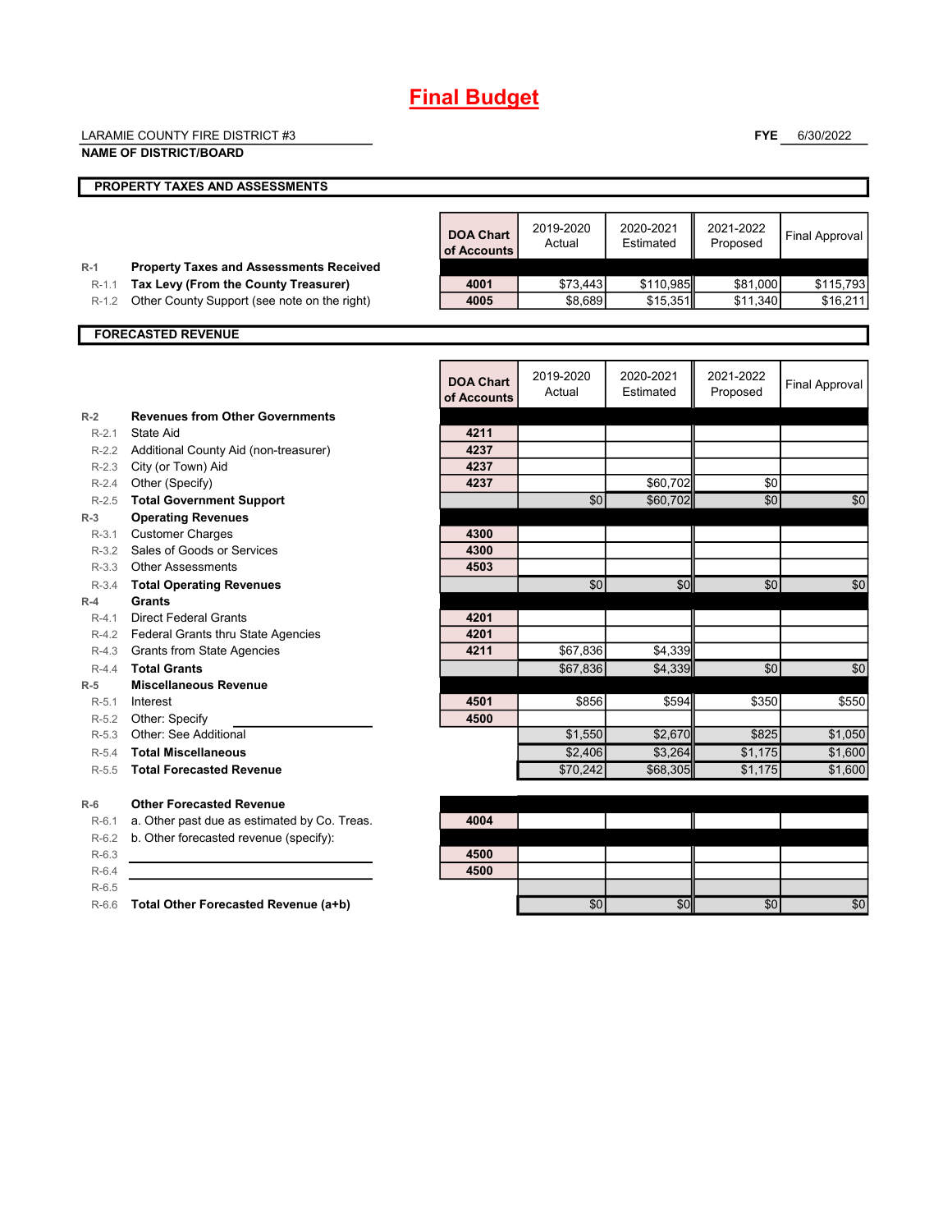# Final Budget

LARAMIE COUNTY FIRE DISTRICT #3

**NAME OF DISTRICT/BOARD**

**FYE** 6/30/2022

## PROPERTY TAXES AND ASSESSMENTS

| | | DOA Chart of Accounts | 2019-2020 Actual | 2020-2021 Estimated | 2021-2022 Proposed | Final Approval |
|---|---|---|---|---|---|---|
| R-1 | **Property Taxes and Assessments Received** | | | | | |
| R-1.1 | **Tax Levy (From the County Treasurer)** | 4001 | $73,443 | $110,985 | $81,000 | $115,793 |
| R-1.2 | Other County Support (see note on the right) | 4005 | $8,689 | $15,351 | $11,340 | $16,211 |

## FORECASTED REVENUE

| | | DOA Chart of Accounts | 2019-2020 Actual | 2020-2021 Estimated | 2021-2022 Proposed | Final Approval |
|---|---|---|---|---|---|---|
| R-2 | **Revenues from Other Governments** | | | | | |
| R-2.1 | State Aid | 4211 | | | | |
| R-2.2 | Additional County Aid (non-treasurer) | 4237 | | | | |
| R-2.3 | City (or Town) Aid | 4237 | | | | |
| R-2.4 | Other (Specify) | 4237 | | $60,702 | $0 | |
| R-2.5 | **Total Government Support** | | $0 | $60,702 | $0 | $0 |
| R-3 | **Operating Revenues** | | | | | |
| R-3.1 | Customer Charges | 4300 | | | | |
| R-3.2 | Sales of Goods or Services | 4300 | | | | |
| R-3.3 | Other Assessments | 4503 | | | | |
| R-3.4 | **Total Operating Revenues** | | $0 | $0 | $0 | $0 |
| R-4 | **Grants** | | | | | |
| R-4.1 | Direct Federal Grants | 4201 | | | | |
| R-4.2 | Federal Grants thru State Agencies | 4201 | | | | |
| R-4.3 | Grants from State Agencies | 4211 | $67,836 | $4,339 | | |
| R-4.4 | **Total Grants** | | $67,836 | $4,339 | $0 | $0 |
| R-5 | **Miscellaneous Revenue** | | | | | |
| R-5.1 | Interest | 4501 | $856 | $594 | $350 | $550 |
| R-5.2 | Other: Specify | 4500 | | | | |
| R-5.3 | Other: See Additional | | $1,550 | $2,670 | $825 | $1,050 |
| R-5.4 | **Total Miscellaneous** | | $2,406 | $3,264 | $1,175 | $1,600 |
| R-5.5 | **Total Forecasted Revenue** | | $70,242 | $68,305 | $1,175 | $1,600 |
| R-6 | **Other Forecasted Revenue** | | | | | |
| R-6.1 | a. Other past due as estimated by Co. Treas. | 4004 | | | | |
| R-6.2 | b. Other forecasted revenue (specify): | | | | | |
| R-6.3 | | 4500 | | | | |
| R-6.4 | | 4500 | | | | |
| R-6.5 | | | | | | |
| R-6.6 | **Total Other Forecasted Revenue (a+b)** | | $0 | $0 | $0 | $0 |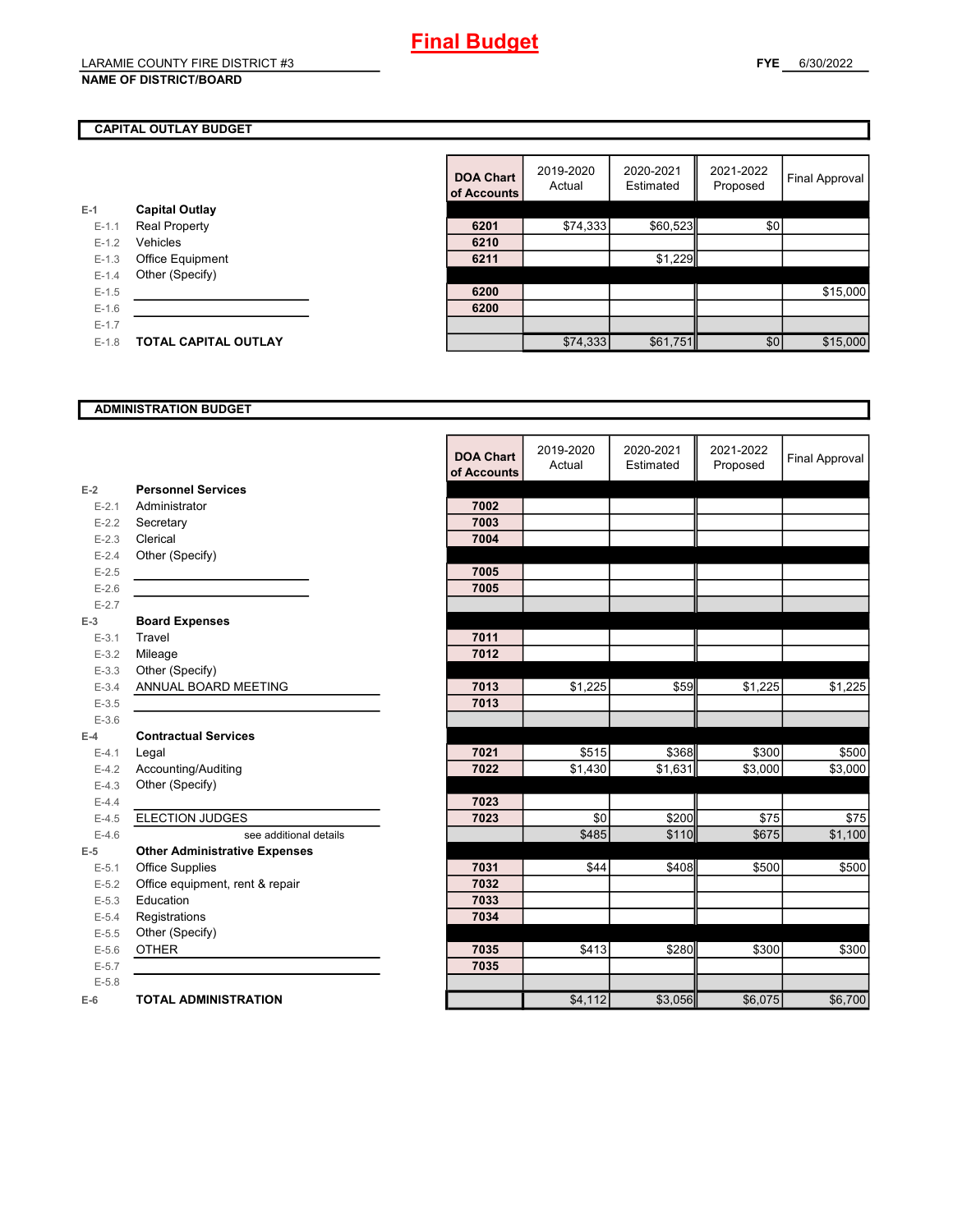# Final Budget

LARAMIE COUNTY FIRE DISTRICT #3
**NAME OF DISTRICT/BOARD**

**FYE** 6/30/2022

## CAPITAL OUTLAY BUDGET

| | | DOA Chart of Accounts | 2019-2020 Actual | 2020-2021 Estimated | 2021-2022 Proposed | Final Approval |
|---|---|---|---|---|---|---|
| E-1 | **Capital Outlay** | | | | | |
| E-1.1 | Real Property | 6201 | $74,333 | $60,523 | $0 | |
| E-1.2 | Vehicles | 6210 | | | | |
| E-1.3 | Office Equipment | 6211 | | $1,229 | | |
| E-1.4 | Other (Specify) | | | | | |
| E-1.5 | | 6200 | | | | $15,000 |
| E-1.6 | | 6200 | | | | |
| E-1.7 | | | | | | |
| E-1.8 | **TOTAL CAPITAL OUTLAY** | | $74,333 | $61,751 | $0 | $15,000 |

## ADMINISTRATION BUDGET

| | | DOA Chart of Accounts | 2019-2020 Actual | 2020-2021 Estimated | 2021-2022 Proposed | Final Approval |
|---|---|---|---|---|---|---|
| E-2 | **Personnel Services** | | | | | |
| E-2.1 | Administrator | 7002 | | | | |
| E-2.2 | Secretary | 7003 | | | | |
| E-2.3 | Clerical | 7004 | | | | |
| E-2.4 | Other (Specify) | | | | | |
| E-2.5 | | 7005 | | | | |
| E-2.6 | | 7005 | | | | |
| E-2.7 | | | | | | |
| E-3 | **Board Expenses** | | | | | |
| E-3.1 | Travel | 7011 | | | | |
| E-3.2 | Mileage | 7012 | | | | |
| E-3.3 | Other (Specify) | | | | | |
| E-3.4 | ANNUAL BOARD MEETING | 7013 | $1,225 | $59 | $1,225 | $1,225 |
| E-3.5 | | 7013 | | | | |
| E-3.6 | | | | | | |
| E-4 | **Contractual Services** | | | | | |
| E-4.1 | Legal | 7021 | $515 | $368 | $300 | $500 |
| E-4.2 | Accounting/Auditing | 7022 | $1,430 | $1,631 | $3,000 | $3,000 |
| E-4.3 | Other (Specify) | | | | | |
| E-4.4 | | 7023 | | | | |
| E-4.5 | ELECTION JUDGES | 7023 | $0 | $200 | $75 | $75 |
| E-4.6 | see additional details | | $485 | $110 | $675 | $1,100 |
| E-5 | **Other Administrative Expenses** | | | | | |
| E-5.1 | Office Supplies | 7031 | $44 | $408 | $500 | $500 |
| E-5.2 | Office equipment, rent & repair | 7032 | | | | |
| E-5.3 | Education | 7033 | | | | |
| E-5.4 | Registrations | 7034 | | | | |
| E-5.5 | Other (Specify) | | | | | |
| E-5.6 | OTHER | 7035 | $413 | $280 | $300 | $300 |
| E-5.7 | | 7035 | | | | |
| E-5.8 | | | | | | |
| E-6 | **TOTAL ADMINISTRATION** | | $4,112 | $3,056 | $6,075 | $6,700 |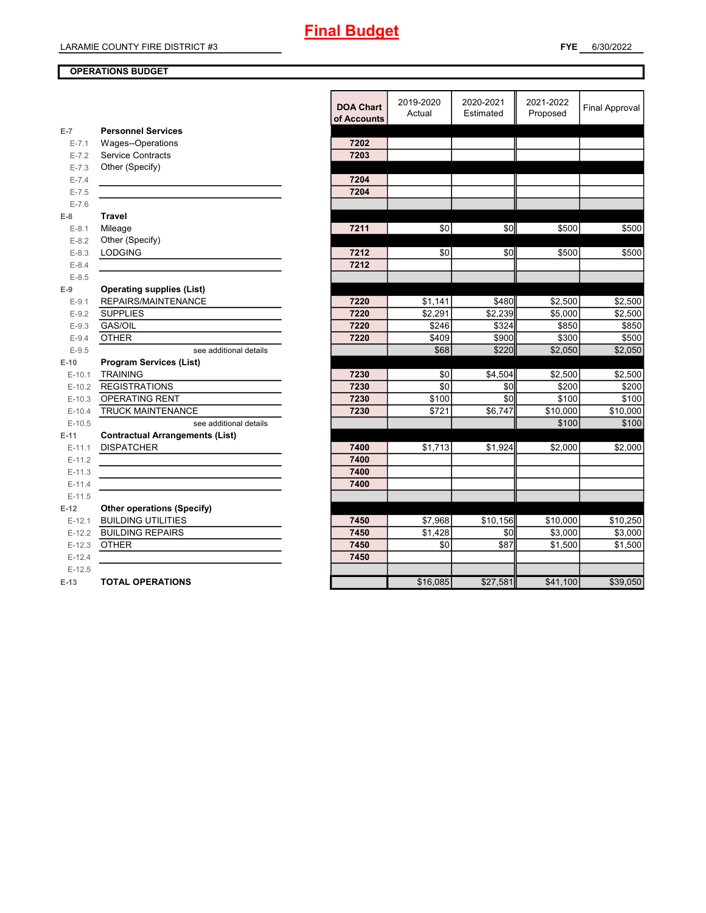# Final Budget

LARAMIE COUNTY FIRE DISTRICT #3

**FYE** 6/30/2022

**OPERATIONS BUDGET**

| | | DOA Chart of Accounts | 2019-2020 Actual | 2020-2021 Estimated | 2021-2022 Proposed | Final Approval |
|---|---|---|---|---|---|---|
| E-7 | **Personnel Services** | | | | | |
| E-7.1 | Wages--Operations | 7202 | | | | |
| E-7.2 | Service Contracts | 7203 | | | | |
| E-7.3 | Other (Specify) | | | | | |
| E-7.4 | | 7204 | | | | |
| E-7.5 | | 7204 | | | | |
| E-7.6 | | | | | | |
| E-8 | **Travel** | | | | | |
| E-8.1 | Mileage | 7211 | $0 | $0 | $500 | $500 |
| E-8.2 | Other (Specify) | | | | | |
| E-8.3 | LODGING | 7212 | $0 | $0 | $500 | $500 |
| E-8.4 | | 7212 | | | | |
| E-8.5 | | | | | | |
| E-9 | **Operating supplies (List)** | | | | | |
| E-9.1 | REPAIRS/MAINTENANCE | 7220 | $1,141 | $480 | $2,500 | $2,500 |
| E-9.2 | SUPPLIES | 7220 | $2,291 | $2,239 | $5,000 | $2,500 |
| E-9.3 | GAS/OIL | 7220 | $246 | $324 | $850 | $850 |
| E-9.4 | OTHER | 7220 | $409 | $900 | $300 | $500 |
| E-9.5 | see additional details | | $68 | $220 | $2,050 | $2,050 |
| E-10 | **Program Services (List)** | | | | | |
| E-10.1 | TRAINING | 7230 | $0 | $4,504 | $2,500 | $2,500 |
| E-10.2 | REGISTRATIONS | 7230 | $0 | $0 | $200 | $200 |
| E-10.3 | OPERATING RENT | 7230 | $100 | $0 | $100 | $100 |
| E-10.4 | TRUCK MAINTENANCE | 7230 | $721 | $6,747 | $10,000 | $10,000 |
| E-10.5 | see additional details | | | | $100 | $100 |
| E-11 | **Contractual Arrangements (List)** | | | | | |
| E-11.1 | DISPATCHER | 7400 | $1,713 | $1,924 | $2,000 | $2,000 |
| E-11.2 | | 7400 | | | | |
| E-11.3 | | 7400 | | | | |
| E-11.4 | | 7400 | | | | |
| E-11.5 | | | | | | |
| E-12 | **Other operations (Specify)** | | | | | |
| E-12.1 | BUILDING UTILITIES | 7450 | $7,968 | $10,156 | $10,000 | $10,250 |
| E-12.2 | BUILDING REPAIRS | 7450 | $1,428 | $0 | $3,000 | $3,000 |
| E-12.3 | OTHER | 7450 | $0 | $87 | $1,500 | $1,500 |
| E-12.4 | | 7450 | | | | |
| E-12.5 | | | | | | |
| E-13 | **TOTAL OPERATIONS** | | $16,085 | $27,581 | $41,100 | $39,050 |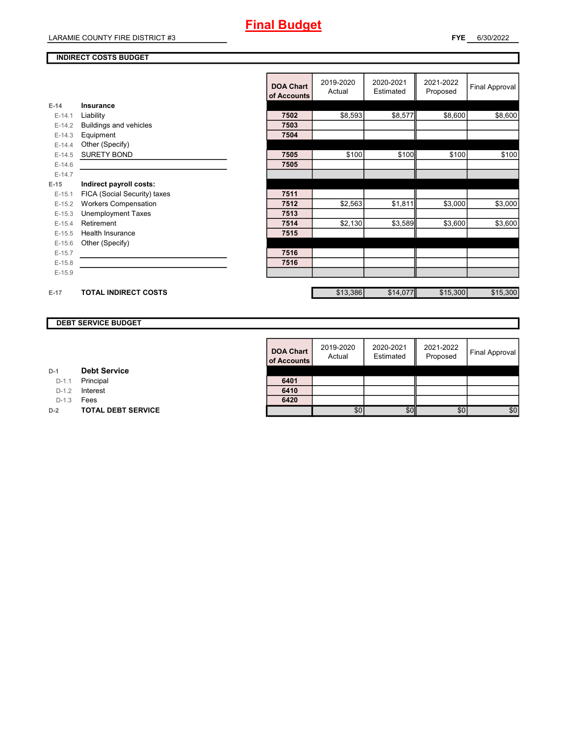# Final Budget

LARAMIE COUNTY FIRE DISTRICT #3

**FYE** 6/30/2022

## INDIRECT COSTS BUDGET

| | | DOA Chart of Accounts | 2019-2020 Actual | 2020-2021 Estimated | 2021-2022 Proposed | Final Approval |
|---|---|---|---|---|---|---|
| **E-14** | **Insurance** | | | | | |
| E-14.1 | Liability | 7502 | $8,593 | $8,577 | $8,600 | $8,600 |
| E-14.2 | Buildings and vehicles | 7503 | | | | |
| E-14.3 | Equipment | 7504 | | | | |
| E-14.4 | Other (Specify) | | | | | |
| E-14.5 | SURETY BOND | 7505 | $100 | $100 | $100 | $100 |
| E-14.6 | | 7505 | | | | |
| E-14.7 | | | | | | |
| **E-15** | **Indirect payroll costs:** | | | | | |
| E-15.1 | FICA (Social Security) taxes | 7511 | | | | |
| E-15.2 | Workers Compensation | 7512 | $2,563 | $1,811 | $3,000 | $3,000 |
| E-15.3 | Unemployment Taxes | 7513 | | | | |
| E-15.4 | Retirement | 7514 | $2,130 | $3,589 | $3,600 | $3,600 |
| E-15.5 | Health Insurance | 7515 | | | | |
| E-15.6 | Other (Specify) | | | | | |
| E-15.7 | | 7516 | | | | |
| E-15.8 | | 7516 | | | | |
| E-15.9 | | | | | | |
| **E-17** | **TOTAL INDIRECT COSTS** | | $13,386 | $14,077 | $15,300 | $15,300 |

## DEBT SERVICE BUDGET

| | | DOA Chart of Accounts | 2019-2020 Actual | 2020-2021 Estimated | 2021-2022 Proposed | Final Approval |
|---|---|---|---|---|---|---|
| **D-1** | **Debt Service** | | | | | |
| D-1.1 | Principal | 6401 | | | | |
| D-1.2 | Interest | 6410 | | | | |
| D-1.3 | Fees | 6420 | | | | |
| **D-2** | **TOTAL DEBT SERVICE** | | $0 | $0 | $0 | $0 |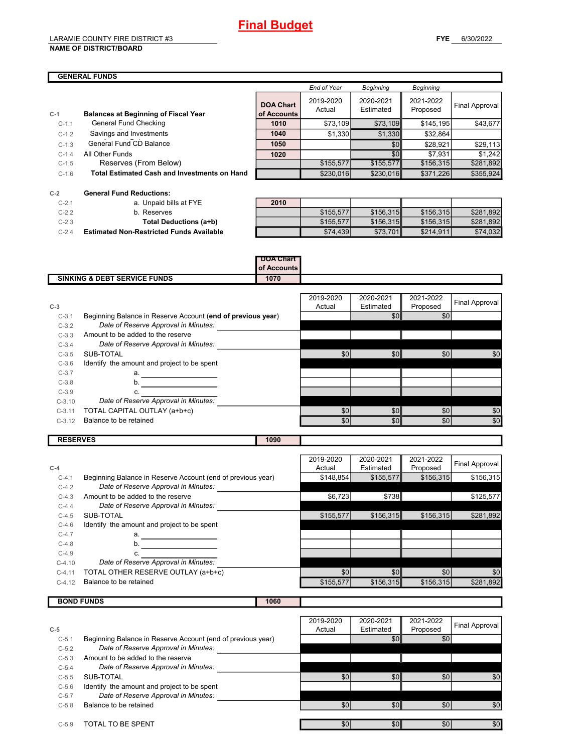# Final Budget

LARAMIE COUNTY FIRE DISTRICT #3

**NAME OF DISTRICT/BOARD**

**FYE** 6/30/2022

**GENERAL FUNDS**

| | | DOA Chart of Accounts | 2019-2020 Actual (End of Year) | 2020-2021 Estimated (Beginning) | 2021-2022 Proposed (Beginning) | Final Approval |
|---|---|---|---|---|---|---|
| C-1 | **Balances at Beginning of Fiscal Year** | | | | | |
| C-1.1 | General Fund Checking | 1010 | $73,109 | $73,109 | $145,195 | $43,677 |
| C-1.2 | Savings and Investments | 1040 | $1,330 | $1,330 | $32,864 | |
| C-1.3 | General Fund CD Balance | 1050 | | $0 | $28,921 | $29,113 |
| C-1.4 | All Other Funds | 1020 | | $0 | $7,931 | $1,242 |
| C-1.5 | Reserves (From Below) | | $155,577 | $155,577 | $156,315 | $281,892 |
| C-1.6 | **Total Estimated Cash and Investments on Hand** | | $230,016 | $230,016 | $371,226 | $355,924 |
| C-2 | **General Fund Reductions:** | | | | | |
| C-2.1 | a. Unpaid bills at FYE | 2010 | | | | |
| C-2.2 | b. Reserves | | $155,577 | $156,315 | $156,315 | $281,892 |
| C-2.3 | **Total Deductions (a+b)** | | $155,577 | $156,315 | $156,315 | $281,892 |
| C-2.4 | **Estimated Non-Restricted Funds Available** | | $74,439 | $73,701 | $214,911 | $74,032 |

**SINKING & DEBT SERVICE FUNDS** — DOA Chart of Accounts 1070

| C-3 | | 2019-2020 Actual | 2020-2021 Estimated | 2021-2022 Proposed | Final Approval |
|---|---|---|---|---|---|
| C-3.1 | Beginning Balance in Reserve Account (**end of previous year**) | | $0 | $0 | |
| C-3.2 | *Date of Reserve Approval in Minutes:* | | | | |
| C-3.3 | Amount to be added to the reserve | | | | |
| C-3.4 | *Date of Reserve Approval in Minutes:* | | | | |
| C-3.5 | SUB-TOTAL | $0 | $0 | $0 | $0 |
| C-3.6 | Identify the amount and project to be spent | | | | |
| C-3.7 | a. | | | | |
| C-3.8 | b. | | | | |
| C-3.9 | c. | | | | |
| C-3.10 | *Date of Reserve Approval in Minutes:* | | | | |
| C-3.11 | TOTAL CAPITAL OUTLAY (a+b+c) | $0 | $0 | $0 | $0 |
| C-3.12 | Balance to be retained | $0 | $0 | $0 | $0 |

**RESERVES** — 1090

| C-4 | | 2019-2020 Actual | 2020-2021 Estimated | 2021-2022 Proposed | Final Approval |
|---|---|---|---|---|---|
| C-4.1 | Beginning Balance in Reserve Account (end of previous year) | $148,854 | $155,577 | $156,315 | $156,315 |
| C-4.2 | *Date of Reserve Approval in Minutes:* | | | | |
| C-4.3 | Amount to be added to the reserve | $6,723 | $738 | | $125,577 |
| C-4.4 | *Date of Reserve Approval in Minutes:* | | | | |
| C-4.5 | SUB-TOTAL | $155,577 | $156,315 | $156,315 | $281,892 |
| C-4.6 | Identify the amount and project to be spent | | | | |
| C-4.7 | a. | | | | |
| C-4.8 | b. | | | | |
| C-4.9 | c. | | | | |
| C-4.10 | *Date of Reserve Approval in Minutes:* | | | | |
| C-4.11 | TOTAL OTHER RESERVE OUTLAY (a+b+c) | $0 | $0 | $0 | $0 |
| C-4.12 | Balance to be retained | $155,577 | $156,315 | $156,315 | $281,892 |

**BOND FUNDS** — 1060

| C-5 | | 2019-2020 Actual | 2020-2021 Estimated | 2021-2022 Proposed | Final Approval |
|---|---|---|---|---|---|
| C-5.1 | Beginning Balance in Reserve Account (end of previous year) | | $0 | $0 | |
| C-5.2 | *Date of Reserve Approval in Minutes:* | | | | |
| C-5.3 | Amount to be added to the reserve | | | | |
| C-5.4 | *Date of Reserve Approval in Minutes:* | | | | |
| C-5.5 | SUB-TOTAL | $0 | $0 | $0 | $0 |
| C-5.6 | Identify the amount and project to be spent | | | | |
| C-5.7 | *Date of Reserve Approval in Minutes:* | | | | |
| C-5.8 | Balance to be retained | $0 | $0 | $0 | $0 |
| C-5.9 | TOTAL TO BE SPENT | $0 | $0 | $0 | $0 |